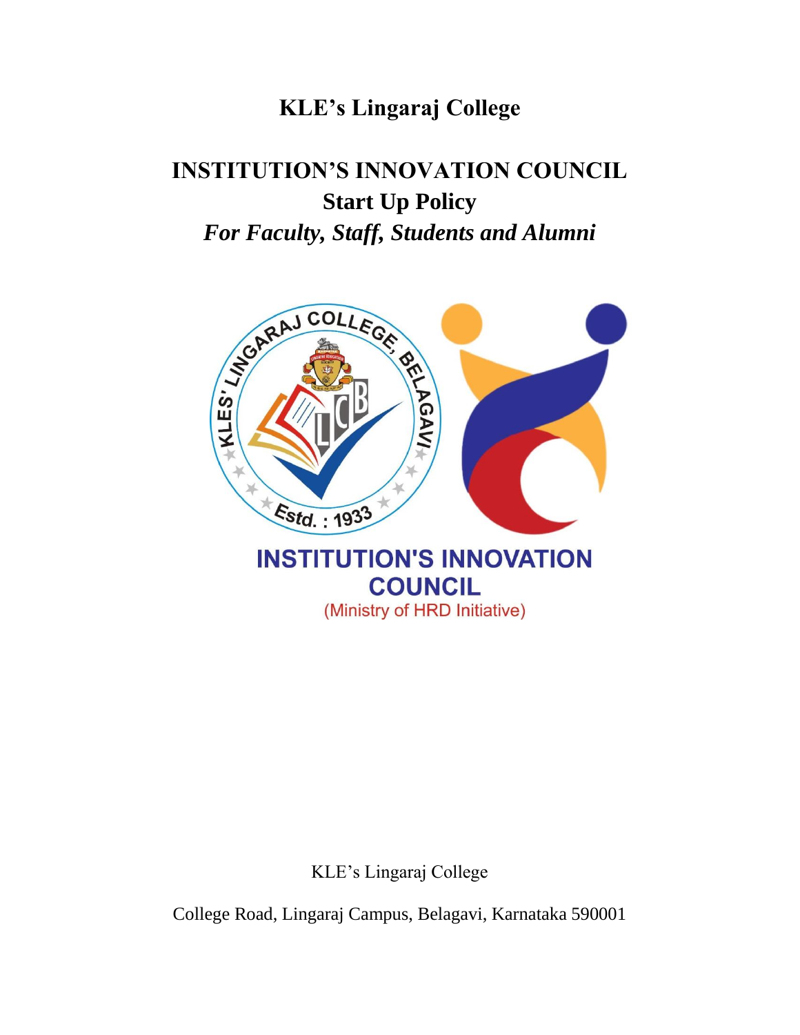# KLE's Lingaraj College

# INSTITUTION'S INNOVATION COUNCIL

## Start Up Policy

### *For Faculty, Staff, Students and Alumni*

KLE's Lingaraj College

College Road, Lingaraj Campus, Belagavi, Karnataka 590001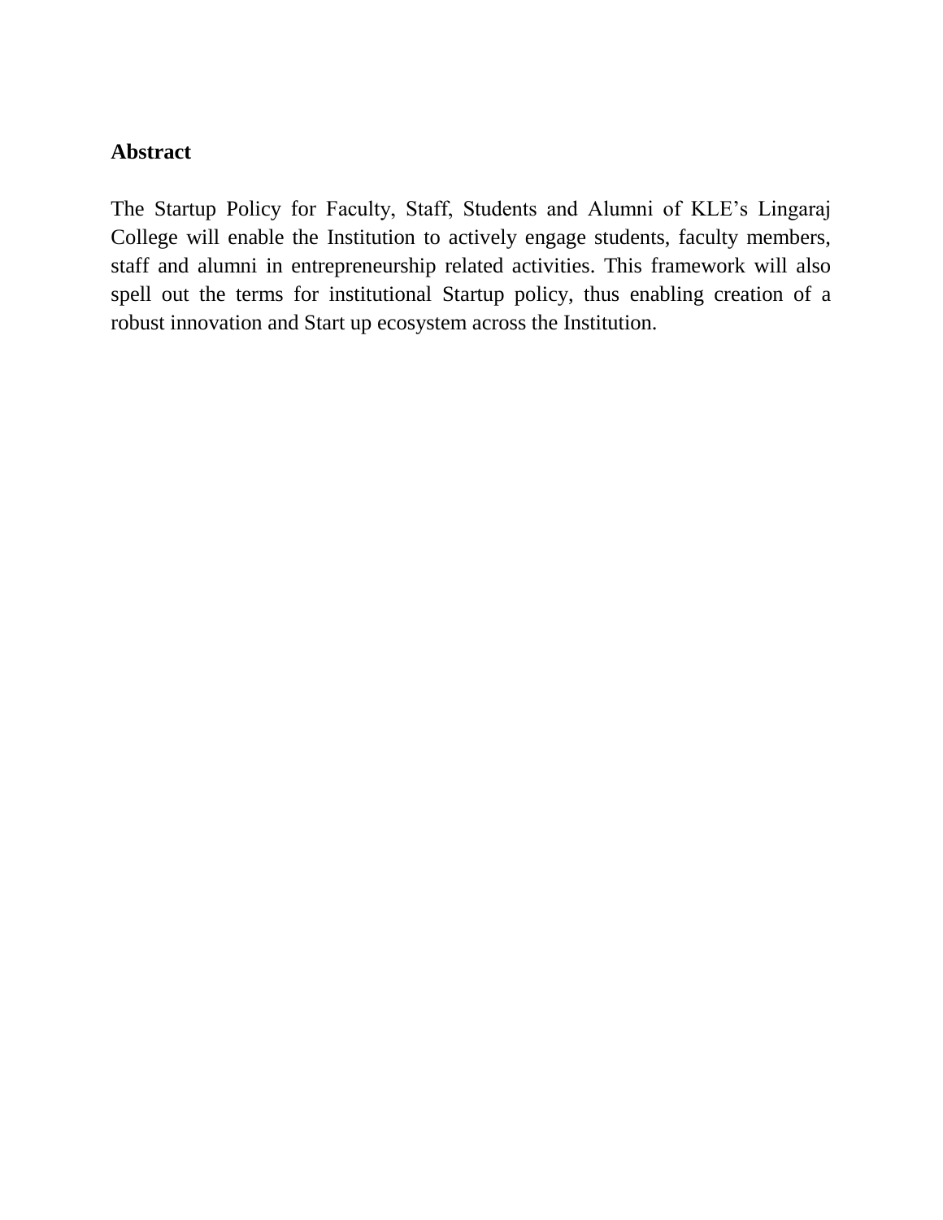## Abstract

The Startup Policy for Faculty, Staff, Students and Alumni of KLE's Lingaraj College will enable the Institution to actively engage students, faculty members, staff and alumni in entrepreneurship related activities. This framework will also spell out the terms for institutional Startup policy, thus enabling creation of a robust innovation and Start up ecosystem across the Institution.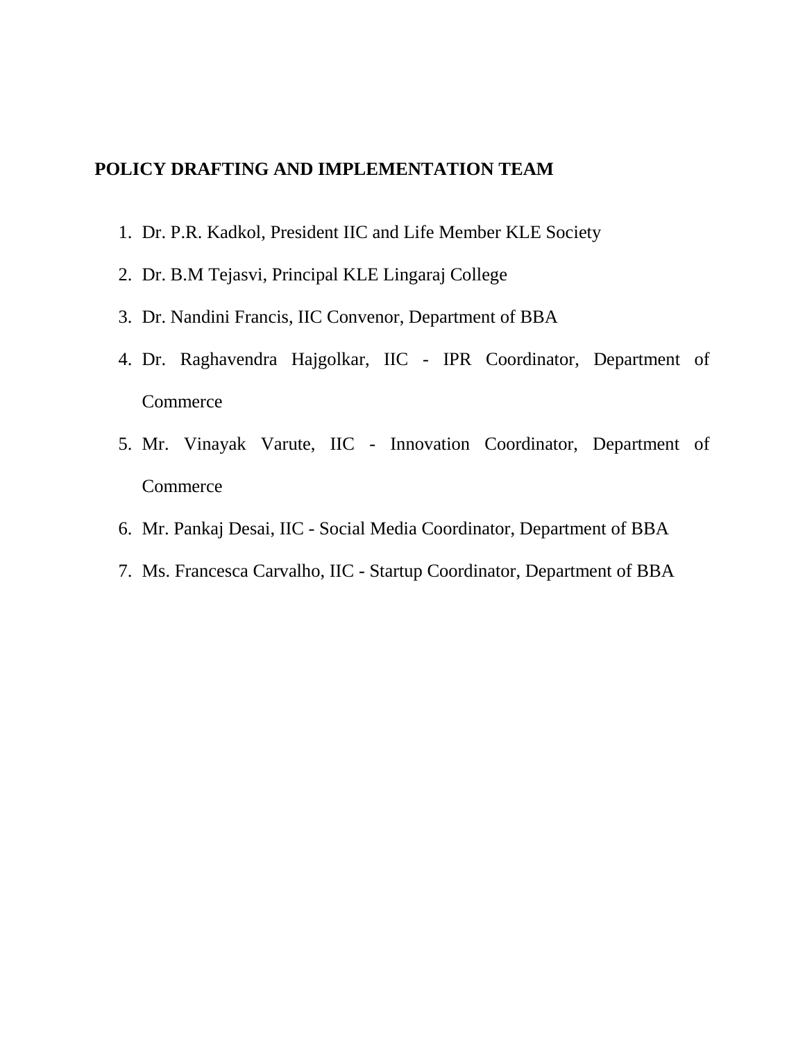## POLICY DRAFTING AND IMPLEMENTATION TEAM

1. Dr. P.R. Kadkol, President IIC and Life Member KLE Society
2. Dr. B.M Tejasvi, Principal KLE Lingaraj College
3. Dr. Nandini Francis, IIC Convenor, Department of BBA
4. Dr. Raghavendra Hajgolkar, IIC - IPR Coordinator, Department of Commerce
5. Mr. Vinayak Varute, IIC - Innovation Coordinator, Department of Commerce
6. Mr. Pankaj Desai, IIC - Social Media Coordinator, Department of BBA
7. Ms. Francesca Carvalho, IIC - Startup Coordinator, Department of BBA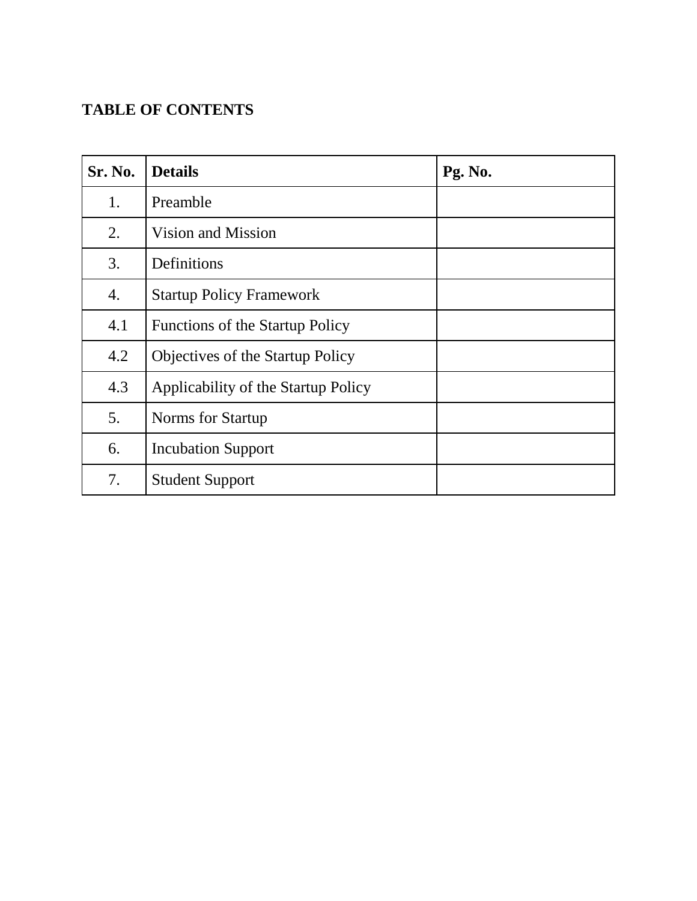**TABLE OF CONTENTS**

| **Sr. No.** | **Details** | **Pg. No.** |
| --- | --- | --- |
| 1. | Preamble | |
| 2. | Vision and Mission | |
| 3. | Definitions | |
| 4. | Startup Policy Framework | |
| 4.1 | Functions of the Startup Policy | |
| 4.2 | Objectives of the Startup Policy | |
| 4.3 | Applicability of the Startup Policy | |
| 5. | Norms for Startup | |
| 6. | Incubation Support | |
| 7. | Student Support | |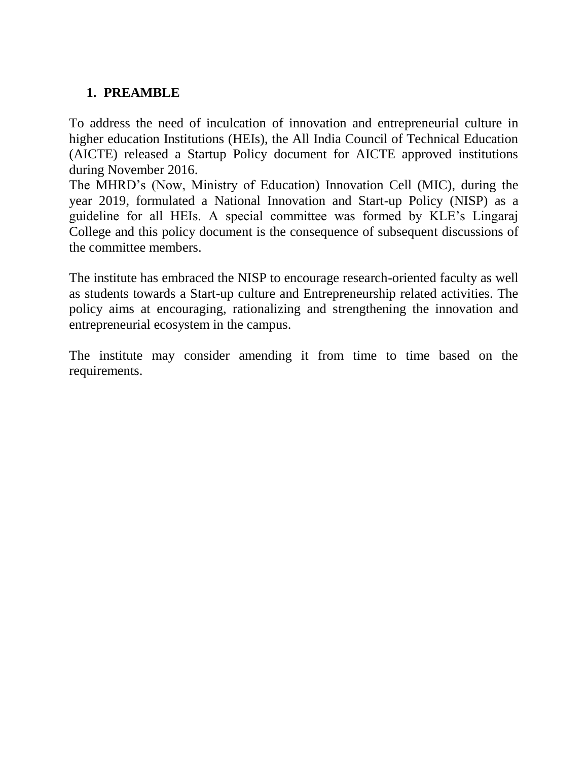## 1. PREAMBLE

To address the need of inculcation of innovation and entrepreneurial culture in higher education Institutions (HEIs), the All India Council of Technical Education (AICTE) released a Startup Policy document for AICTE approved institutions during November 2016.
The MHRD's (Now, Ministry of Education) Innovation Cell (MIC), during the year 2019, formulated a National Innovation and Start-up Policy (NISP) as a guideline for all HEIs. A special committee was formed by KLE's Lingaraj College and this policy document is the consequence of subsequent discussions of the committee members.

The institute has embraced the NISP to encourage research-oriented faculty as well as students towards a Start-up culture and Entrepreneurship related activities. The policy aims at encouraging, rationalizing and strengthening the innovation and entrepreneurial ecosystem in the campus.

The institute may consider amending it from time to time based on the requirements.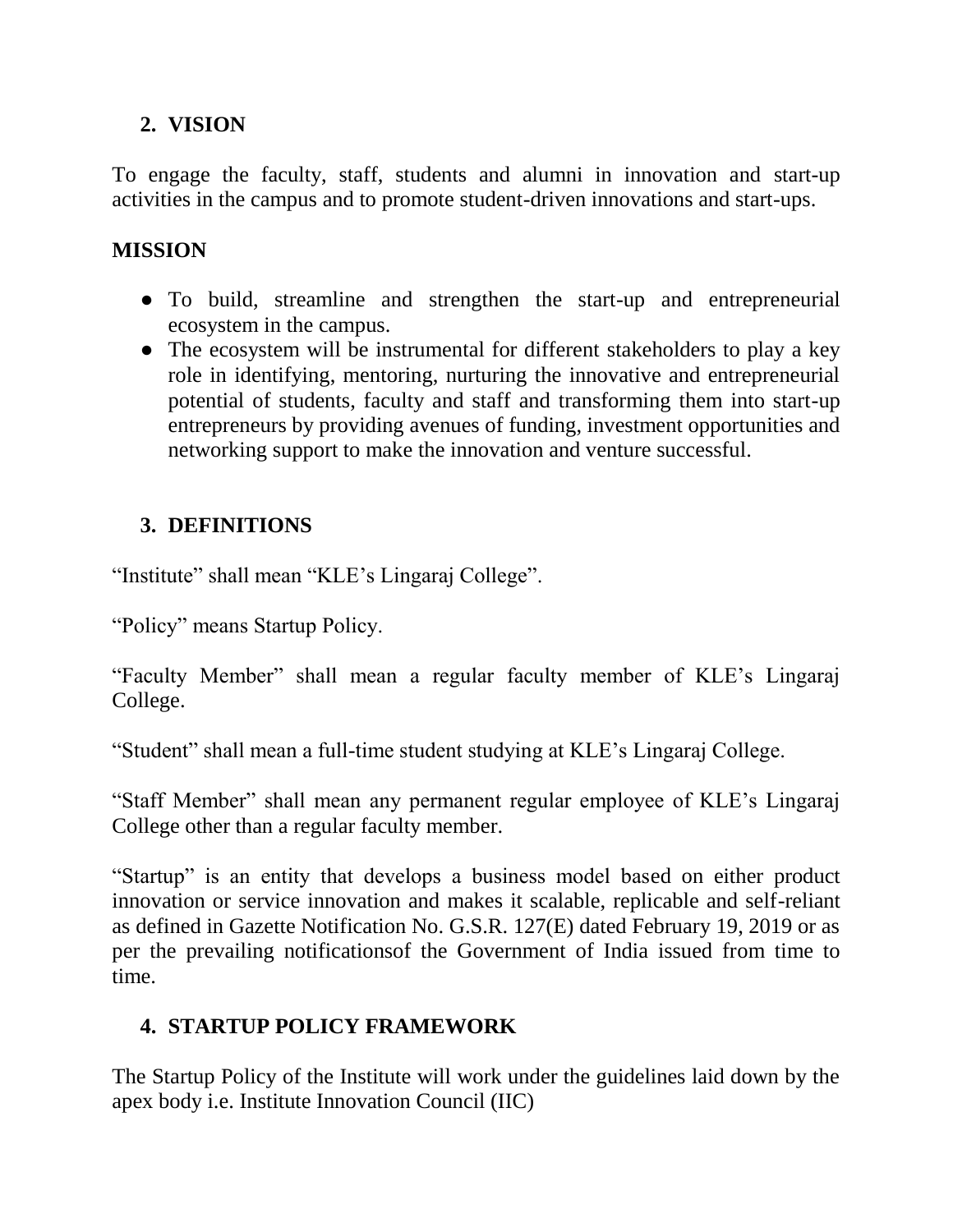## 2. VISION

To engage the faculty, staff, students and alumni in innovation and start-up activities in the campus and to promote student-driven innovations and start-ups.

## MISSION

- To build, streamline and strengthen the start-up and entrepreneurial ecosystem in the campus.
- The ecosystem will be instrumental for different stakeholders to play a key role in identifying, mentoring, nurturing the innovative and entrepreneurial potential of students, faculty and staff and transforming them into start-up entrepreneurs by providing avenues of funding, investment opportunities and networking support to make the innovation and venture successful.

## 3. DEFINITIONS

“Institute” shall mean “KLE’s Lingaraj College”.

“Policy” means Startup Policy.

“Faculty Member” shall mean a regular faculty member of KLE’s Lingaraj College.

“Student” shall mean a full-time student studying at KLE’s Lingaraj College.

“Staff Member” shall mean any permanent regular employee of KLE’s Lingaraj College other than a regular faculty member.

“Startup” is an entity that develops a business model based on either product innovation or service innovation and makes it scalable, replicable and self-reliant as defined in Gazette Notification No. G.S.R. 127(E) dated February 19, 2019 or as per the prevailing notificationsof the Government of India issued from time to time.

## 4. STARTUP POLICY FRAMEWORK

The Startup Policy of the Institute will work under the guidelines laid down by the apex body i.e. Institute Innovation Council (IIC)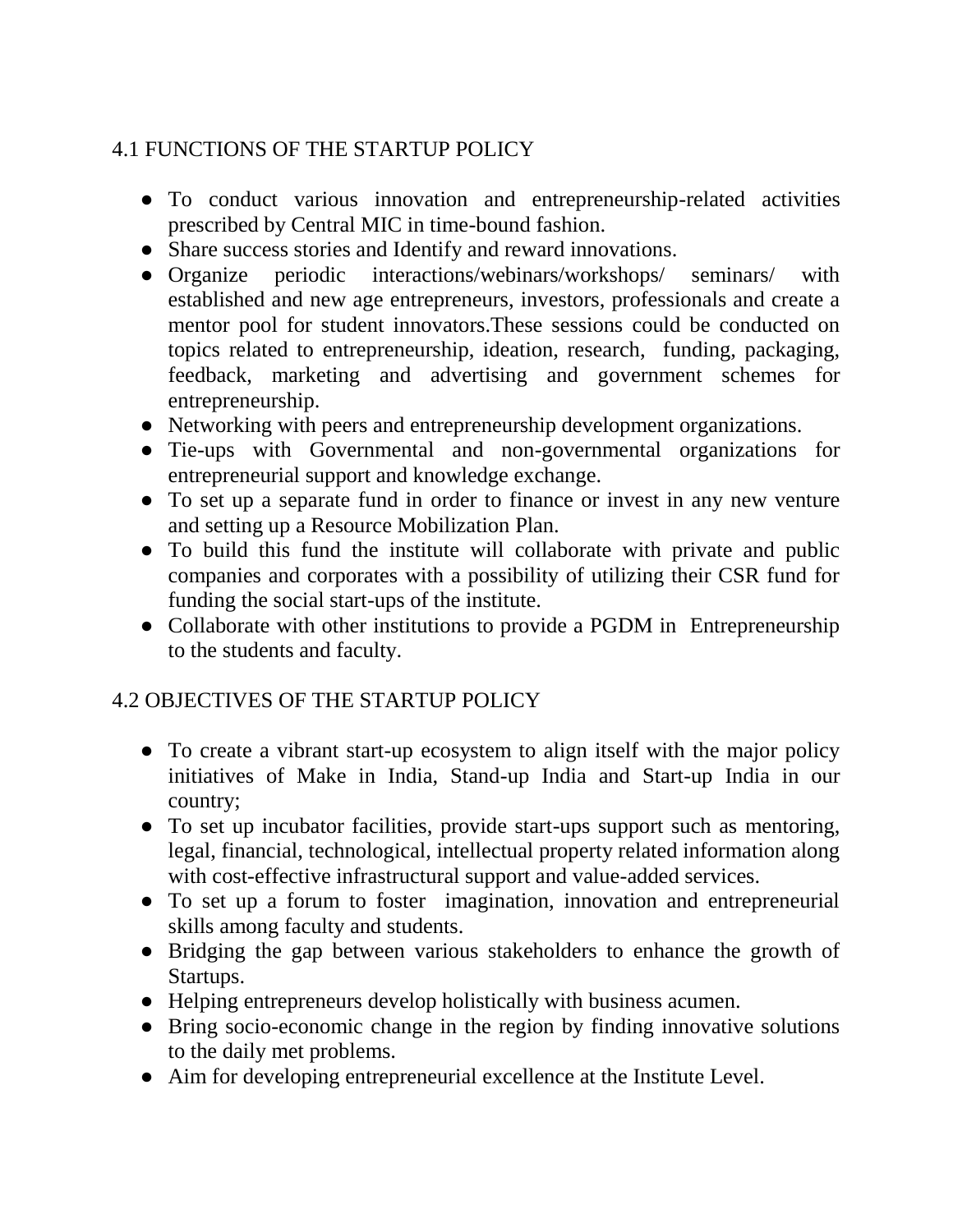## 4.1 FUNCTIONS OF THE STARTUP POLICY

- To conduct various innovation and entrepreneurship-related activities prescribed by Central MIC in time-bound fashion.
- Share success stories and Identify and reward innovations.
- Organize periodic interactions/webinars/workshops/ seminars/ with established and new age entrepreneurs, investors, professionals and create a mentor pool for student innovators.These sessions could be conducted on topics related to entrepreneurship, ideation, research, funding, packaging, feedback, marketing and advertising and government schemes for entrepreneurship.
- Networking with peers and entrepreneurship development organizations.
- Tie-ups with Governmental and non-governmental organizations for entrepreneurial support and knowledge exchange.
- To set up a separate fund in order to finance or invest in any new venture and setting up a Resource Mobilization Plan.
- To build this fund the institute will collaborate with private and public companies and corporates with a possibility of utilizing their CSR fund for funding the social start-ups of the institute.
- Collaborate with other institutions to provide a PGDM in Entrepreneurship to the students and faculty.

## 4.2 OBJECTIVES OF THE STARTUP POLICY

- To create a vibrant start-up ecosystem to align itself with the major policy initiatives of Make in India, Stand-up India and Start-up India in our country;
- To set up incubator facilities, provide start-ups support such as mentoring, legal, financial, technological, intellectual property related information along with cost-effective infrastructural support and value-added services.
- To set up a forum to foster imagination, innovation and entrepreneurial skills among faculty and students.
- Bridging the gap between various stakeholders to enhance the growth of Startups.
- Helping entrepreneurs develop holistically with business acumen.
- Bring socio-economic change in the region by finding innovative solutions to the daily met problems.
- Aim for developing entrepreneurial excellence at the Institute Level.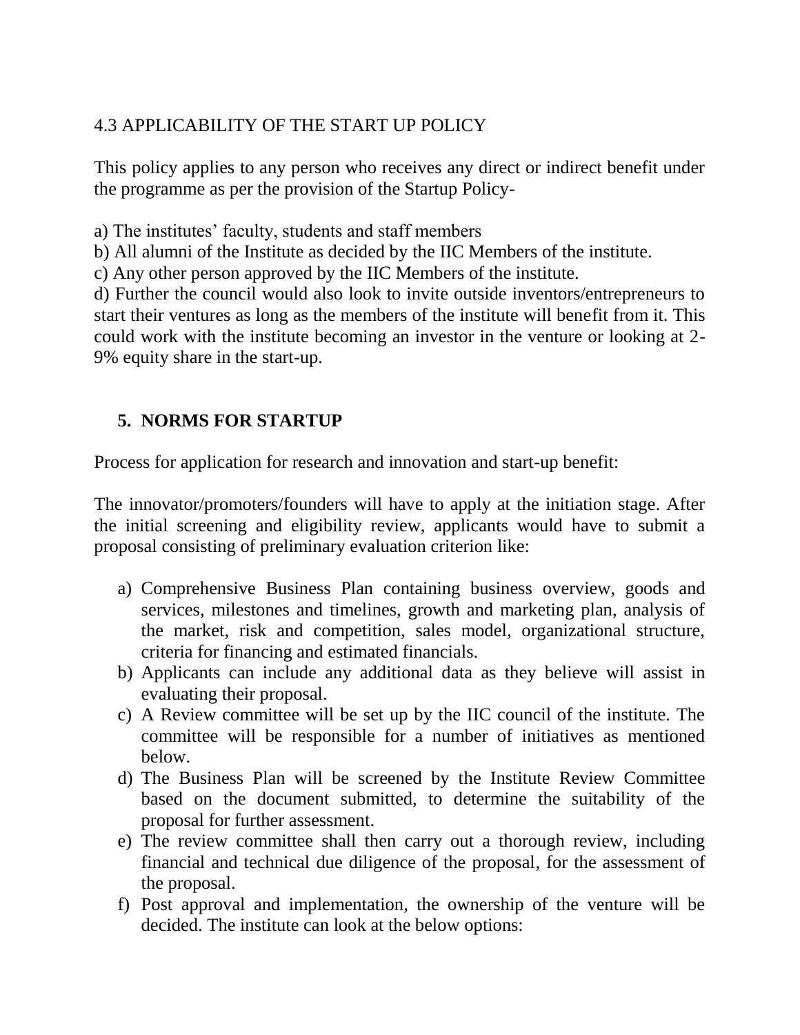## 4.3 APPLICABILITY OF THE START UP POLICY

This policy applies to any person who receives any direct or indirect benefit under the programme as per the provision of the Startup Policy-

a) The institutes' faculty, students and staff members
b) All alumni of the Institute as decided by the IIC Members of the institute.
c) Any other person approved by the IIC Members of the institute.
d) Further the council would also look to invite outside inventors/entrepreneurs to start their ventures as long as the members of the institute will benefit from it. This could work with the institute becoming an investor in the venture or looking at 2-9% equity share in the start-up.

## 5. NORMS FOR STARTUP

Process for application for research and innovation and start-up benefit:

The innovator/promoters/founders will have to apply at the initiation stage. After the initial screening and eligibility review, applicants would have to submit a proposal consisting of preliminary evaluation criterion like:

a) Comprehensive Business Plan containing business overview, goods and services, milestones and timelines, growth and marketing plan, analysis of the market, risk and competition, sales model, organizational structure, criteria for financing and estimated financials.
b) Applicants can include any additional data as they believe will assist in evaluating their proposal.
c) A Review committee will be set up by the IIC council of the institute. The committee will be responsible for a number of initiatives as mentioned below.
d) The Business Plan will be screened by the Institute Review Committee based on the document submitted, to determine the suitability of the proposal for further assessment.
e) The review committee shall then carry out a thorough review, including financial and technical due diligence of the proposal, for the assessment of the proposal.
f) Post approval and implementation, the ownership of the venture will be decided. The institute can look at the below options: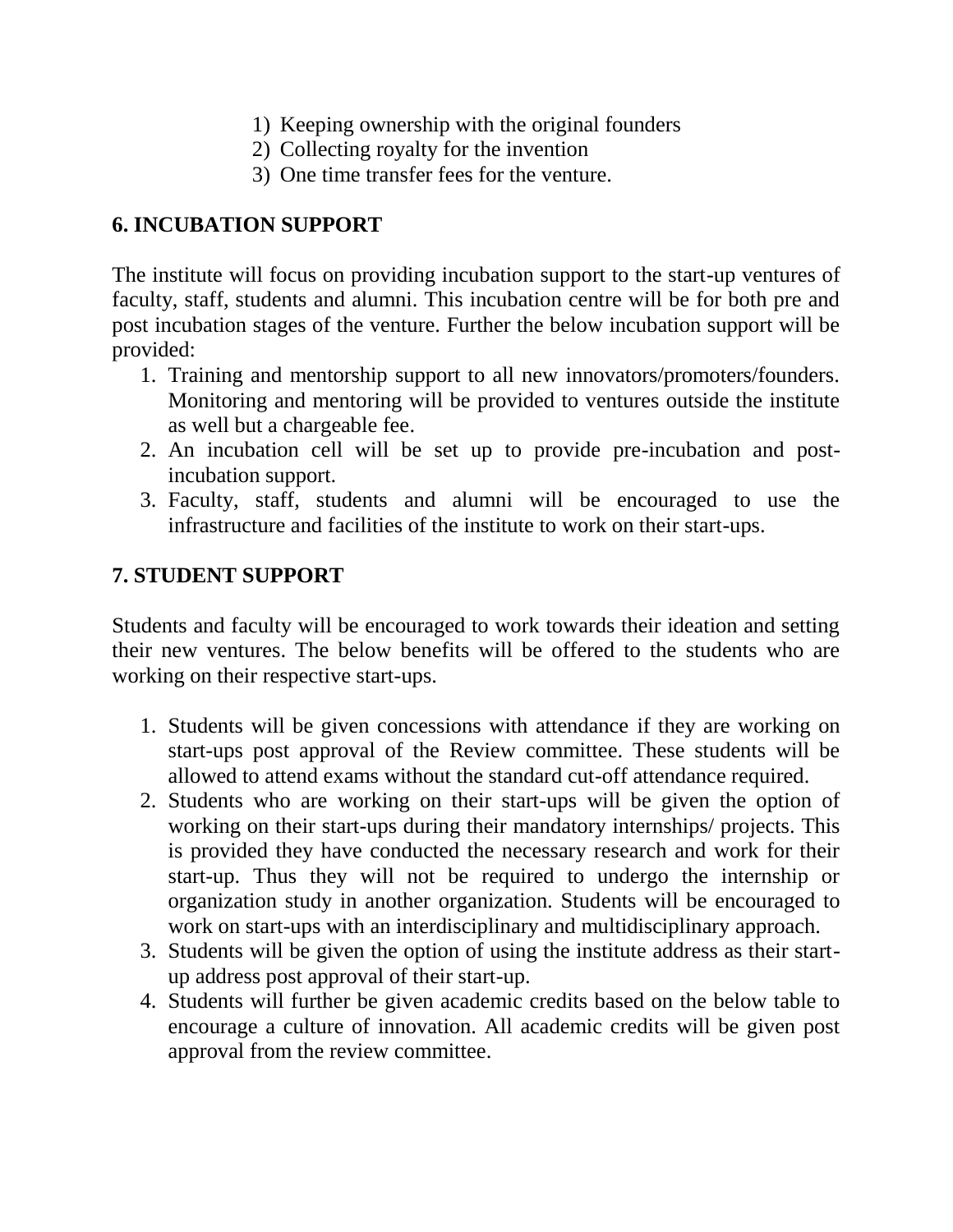1) Keeping ownership with the original founders
2) Collecting royalty for the invention
3) One time transfer fees for the venture.

## 6. INCUBATION SUPPORT

The institute will focus on providing incubation support to the start-up ventures of faculty, staff, students and alumni. This incubation centre will be for both pre and post incubation stages of the venture. Further the below incubation support will be provided:

1. Training and mentorship support to all new innovators/promoters/founders. Monitoring and mentoring will be provided to ventures outside the institute as well but a chargeable fee.
2. An incubation cell will be set up to provide pre-incubation and post-incubation support.
3. Faculty, staff, students and alumni will be encouraged to use the infrastructure and facilities of the institute to work on their start-ups.

## 7. STUDENT SUPPORT

Students and faculty will be encouraged to work towards their ideation and setting their new ventures. The below benefits will be offered to the students who are working on their respective start-ups.

1. Students will be given concessions with attendance if they are working on start-ups post approval of the Review committee. These students will be allowed to attend exams without the standard cut-off attendance required.
2. Students who are working on their start-ups will be given the option of working on their start-ups during their mandatory internships/ projects. This is provided they have conducted the necessary research and work for their start-up. Thus they will not be required to undergo the internship or organization study in another organization. Students will be encouraged to work on start-ups with an interdisciplinary and multidisciplinary approach.
3. Students will be given the option of using the institute address as their start-up address post approval of their start-up.
4. Students will further be given academic credits based on the below table to encourage a culture of innovation. All academic credits will be given post approval from the review committee.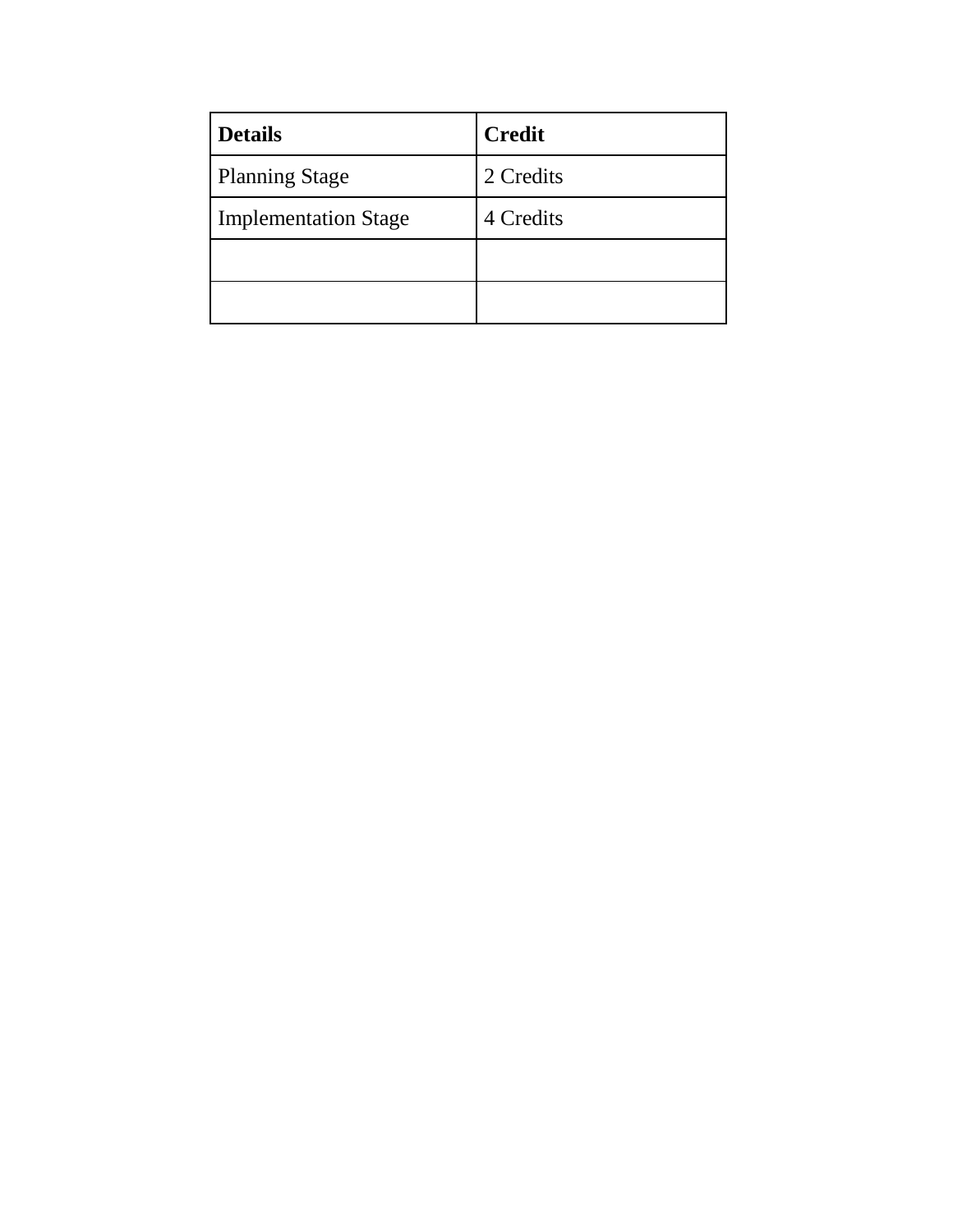| **Details** | **Credit** |
|---|---|
| Planning Stage | 2 Credits |
| Implementation Stage | 4 Credits |
| | |
| | |